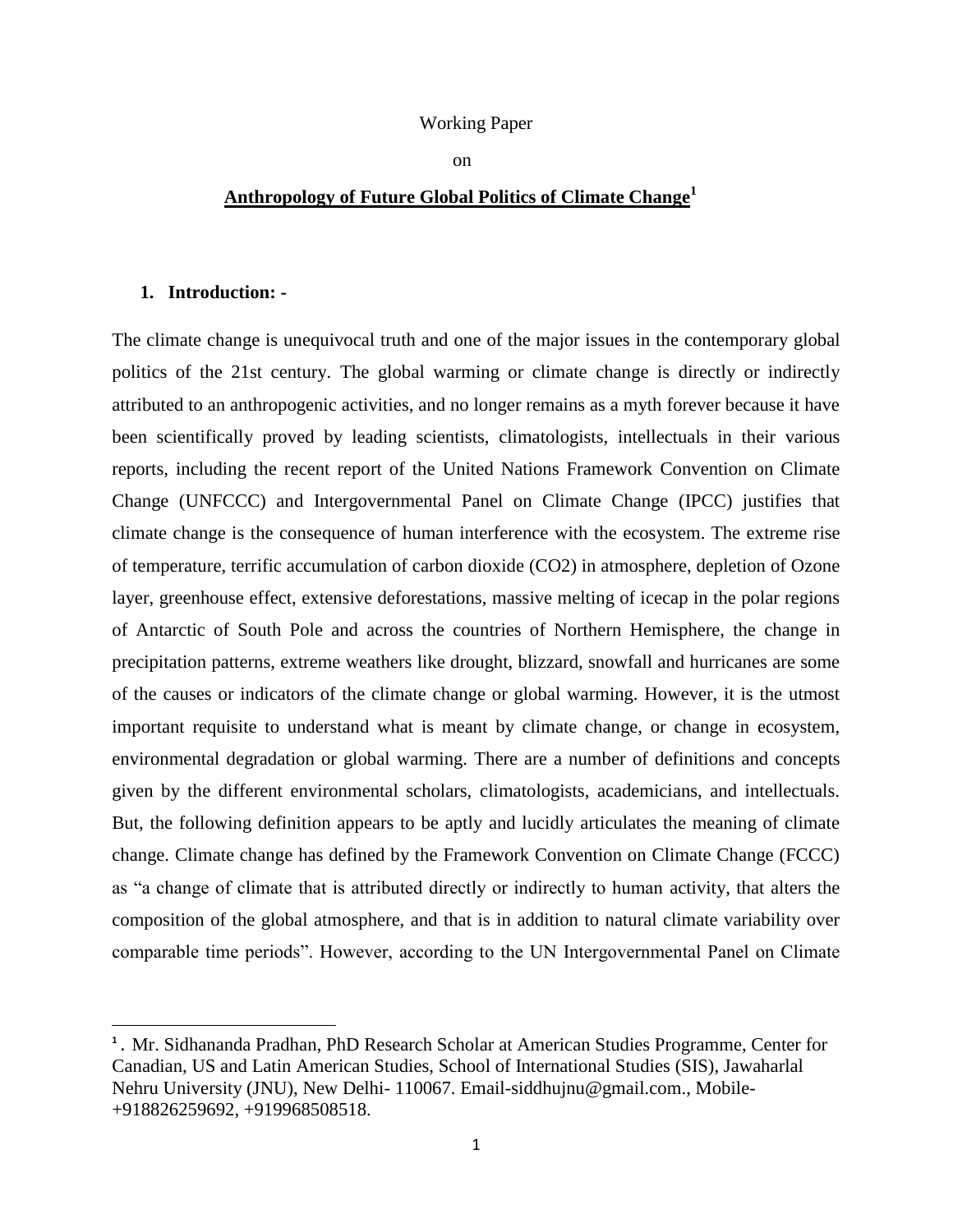Working Paper

on

# Anthropology of Future Global Politics of Climate Change[1]

## 1. Introduction: -

The climate change is unequivocal truth and one of the major issues in the contemporary global politics of the 21st century. The global warming or climate change is directly or indirectly attributed to an anthropogenic activities, and no longer remains as a myth forever because it have been scientifically proved by leading scientists, climatologists, intellectuals in their various reports, including the recent report of the United Nations Framework Convention on Climate Change (UNFCCC) and Intergovernmental Panel on Climate Change (IPCC) justifies that climate change is the consequence of human interference with the ecosystem. The extreme rise of temperature, terrific accumulation of carbon dioxide ($CO_2$) in atmosphere, depletion of Ozone layer, greenhouse effect, extensive deforestations, massive melting of icecap in the polar regions of Antarctic of South Pole and across the countries of Northern Hemisphere, the change in precipitation patterns, extreme weathers like drought, blizzard, snowfall and hurricanes are some of the causes or indicators of the climate change or global warming. However, it is the utmost important requisite to understand what is meant by climate change, or change in ecosystem, environmental degradation or global warming. There are a number of definitions and concepts given by the different environmental scholars, climatologists, academicians, and intellectuals. But, the following definition appears to be aptly and lucidly articulates the meaning of climate change. Climate change has defined by the Framework Convention on Climate Change (FCCC) as "a change of climate that is attributed directly or indirectly to human activity, that alters the composition of the global atmosphere, and that is in addition to natural climate variability over comparable time periods". However, according to the UN Intergovernmental Panel on Climate

---

[1]. Mr. Sidhananda Pradhan, PhD Research Scholar at American Studies Programme, Center for Canadian, US and Latin American Studies, School of International Studies (SIS), Jawaharlal Nehru University (JNU), New Delhi- 110067. Email-siddhujnu@gmail.com., Mobile- +918826259692, +919968508518.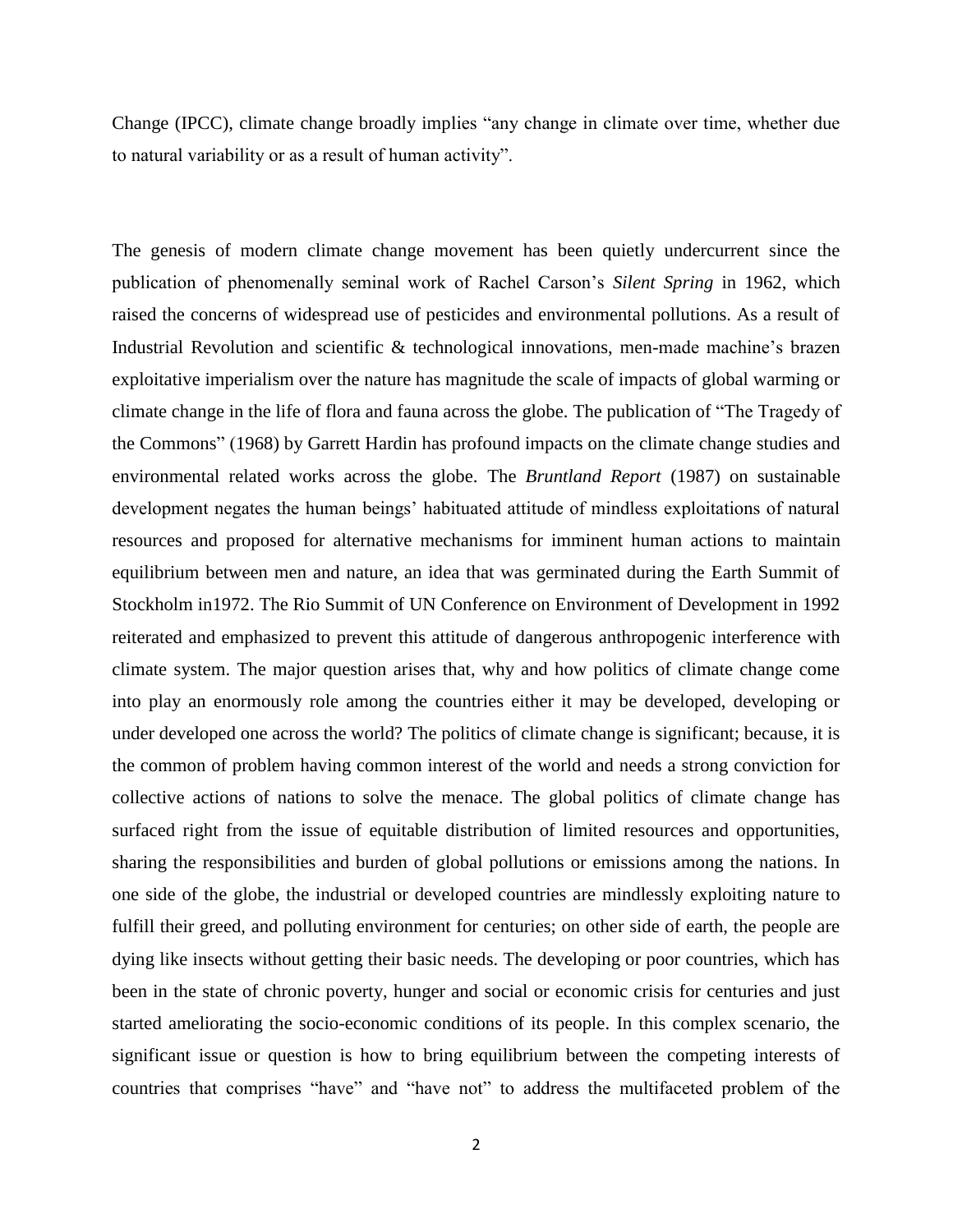Change (IPCC), climate change broadly implies "any change in climate over time, whether due to natural variability or as a result of human activity".

The genesis of modern climate change movement has been quietly undercurrent since the publication of phenomenally seminal work of Rachel Carson's *Silent Spring* in 1962, which raised the concerns of widespread use of pesticides and environmental pollutions. As a result of Industrial Revolution and scientific & technological innovations, men-made machine's brazen exploitative imperialism over the nature has magnitude the scale of impacts of global warming or climate change in the life of flora and fauna across the globe. The publication of "The Tragedy of the Commons" (1968) by Garrett Hardin has profound impacts on the climate change studies and environmental related works across the globe. The *Bruntland Report* (1987) on sustainable development negates the human beings' habituated attitude of mindless exploitations of natural resources and proposed for alternative mechanisms for imminent human actions to maintain equilibrium between men and nature, an idea that was germinated during the Earth Summit of Stockholm in1972. The Rio Summit of UN Conference on Environment of Development in 1992 reiterated and emphasized to prevent this attitude of dangerous anthropogenic interference with climate system. The major question arises that, why and how politics of climate change come into play an enormously role among the countries either it may be developed, developing or under developed one across the world? The politics of climate change is significant; because, it is the common of problem having common interest of the world and needs a strong conviction for collective actions of nations to solve the menace. The global politics of climate change has surfaced right from the issue of equitable distribution of limited resources and opportunities, sharing the responsibilities and burden of global pollutions or emissions among the nations. In one side of the globe, the industrial or developed countries are mindlessly exploiting nature to fulfill their greed, and polluting environment for centuries; on other side of earth, the people are dying like insects without getting their basic needs. The developing or poor countries, which has been in the state of chronic poverty, hunger and social or economic crisis for centuries and just started ameliorating the socio-economic conditions of its people. In this complex scenario, the significant issue or question is how to bring equilibrium between the competing interests of countries that comprises "have" and "have not" to address the multifaceted problem of the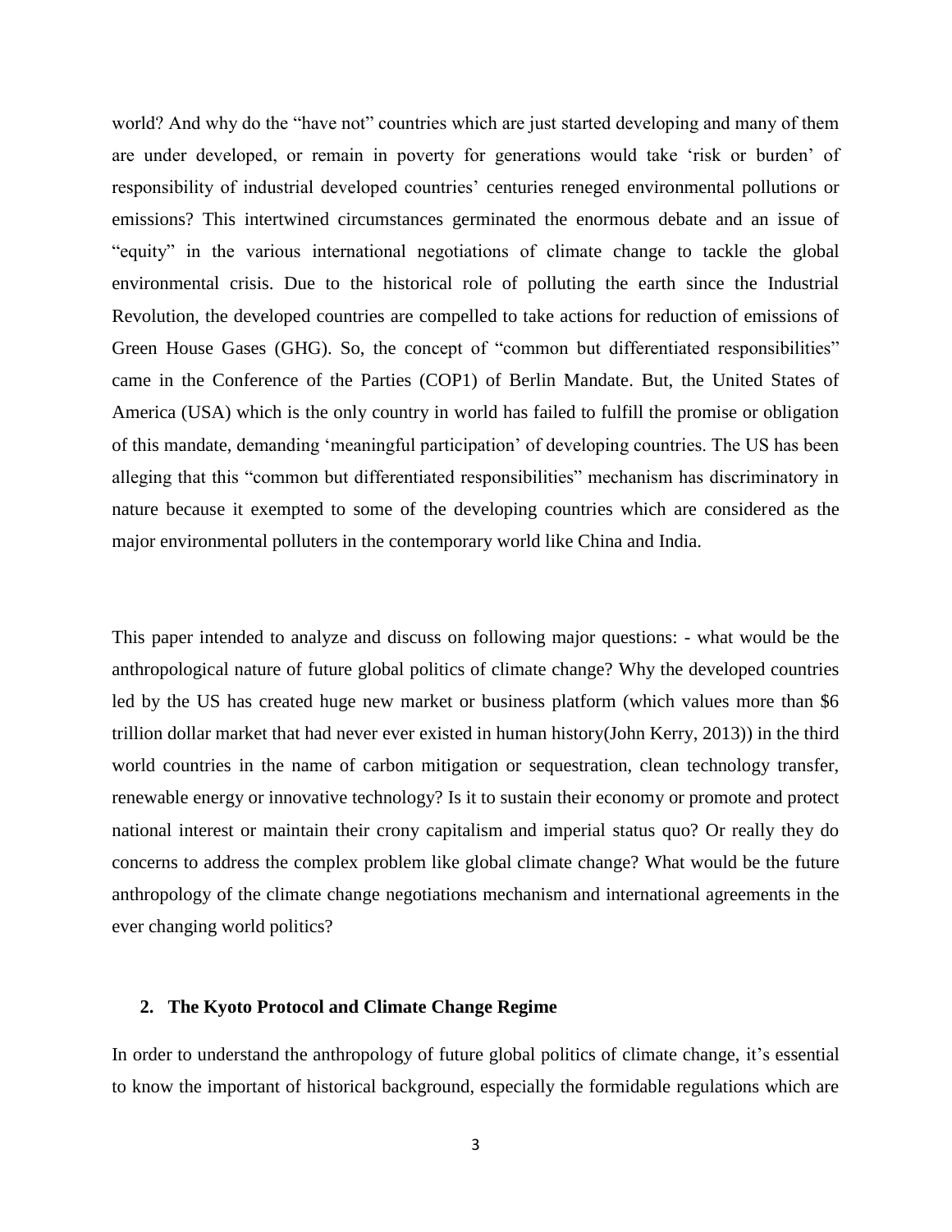world? And why do the "have not" countries which are just started developing and many of them are under developed, or remain in poverty for generations would take 'risk or burden' of responsibility of industrial developed countries' centuries reneged environmental pollutions or emissions? This intertwined circumstances germinated the enormous debate and an issue of "equity" in the various international negotiations of climate change to tackle the global environmental crisis. Due to the historical role of polluting the earth since the Industrial Revolution, the developed countries are compelled to take actions for reduction of emissions of Green House Gases (GHG). So, the concept of "common but differentiated responsibilities" came in the Conference of the Parties (COP1) of Berlin Mandate. But, the United States of America (USA) which is the only country in world has failed to fulfill the promise or obligation of this mandate, demanding 'meaningful participation' of developing countries. The US has been alleging that this "common but differentiated responsibilities" mechanism has discriminatory in nature because it exempted to some of the developing countries which are considered as the major environmental polluters in the contemporary world like China and India.

This paper intended to analyze and discuss on following major questions: - what would be the anthropological nature of future global politics of climate change? Why the developed countries led by the US has created huge new market or business platform (which values more than $6 trillion dollar market that had never ever existed in human history(John Kerry, 2013)) in the third world countries in the name of carbon mitigation or sequestration, clean technology transfer, renewable energy or innovative technology? Is it to sustain their economy or promote and protect national interest or maintain their crony capitalism and imperial status quo? Or really they do concerns to address the complex problem like global climate change? What would be the future anthropology of the climate change negotiations mechanism and international agreements in the ever changing world politics?

## 2. The Kyoto Protocol and Climate Change Regime

In order to understand the anthropology of future global politics of climate change, it's essential to know the important of historical background, especially the formidable regulations which are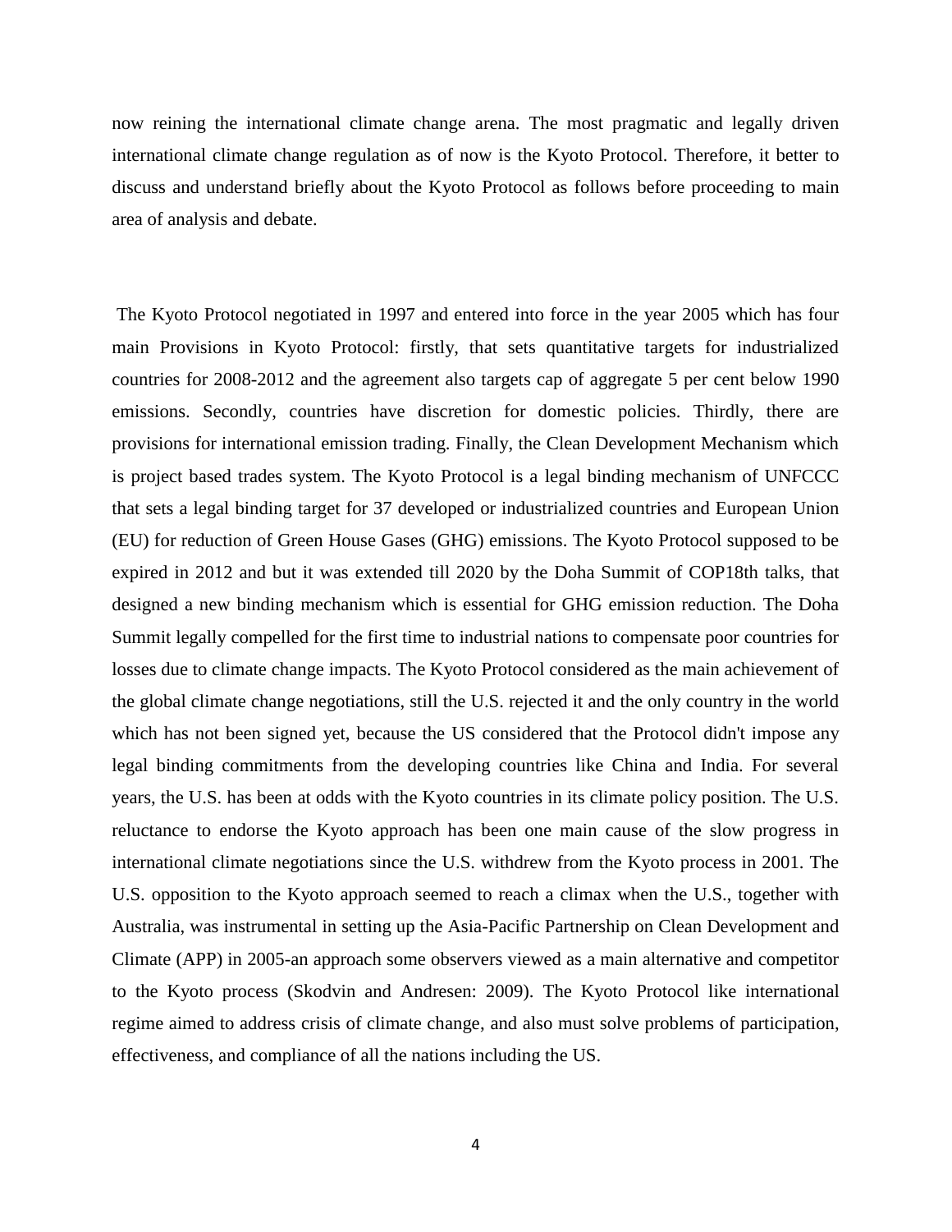now reining the international climate change arena. The most pragmatic and legally driven international climate change regulation as of now is the Kyoto Protocol. Therefore, it better to discuss and understand briefly about the Kyoto Protocol as follows before proceeding to main area of analysis and debate.

The Kyoto Protocol negotiated in 1997 and entered into force in the year 2005 which has four main Provisions in Kyoto Protocol: firstly, that sets quantitative targets for industrialized countries for 2008-2012 and the agreement also targets cap of aggregate 5 per cent below 1990 emissions. Secondly, countries have discretion for domestic policies. Thirdly, there are provisions for international emission trading. Finally, the Clean Development Mechanism which is project based trades system. The Kyoto Protocol is a legal binding mechanism of UNFCCC that sets a legal binding target for 37 developed or industrialized countries and European Union (EU) for reduction of Green House Gases (GHG) emissions. The Kyoto Protocol supposed to be expired in 2012 and but it was extended till 2020 by the Doha Summit of COP18th talks, that designed a new binding mechanism which is essential for GHG emission reduction. The Doha Summit legally compelled for the first time to industrial nations to compensate poor countries for losses due to climate change impacts. The Kyoto Protocol considered as the main achievement of the global climate change negotiations, still the U.S. rejected it and the only country in the world which has not been signed yet, because the US considered that the Protocol didn't impose any legal binding commitments from the developing countries like China and India. For several years, the U.S. has been at odds with the Kyoto countries in its climate policy position. The U.S. reluctance to endorse the Kyoto approach has been one main cause of the slow progress in international climate negotiations since the U.S. withdrew from the Kyoto process in 2001. The U.S. opposition to the Kyoto approach seemed to reach a climax when the U.S., together with Australia, was instrumental in setting up the Asia-Pacific Partnership on Clean Development and Climate (APP) in 2005-an approach some observers viewed as a main alternative and competitor to the Kyoto process (Skodvin and Andresen: 2009). The Kyoto Protocol like international regime aimed to address crisis of climate change, and also must solve problems of participation, effectiveness, and compliance of all the nations including the US.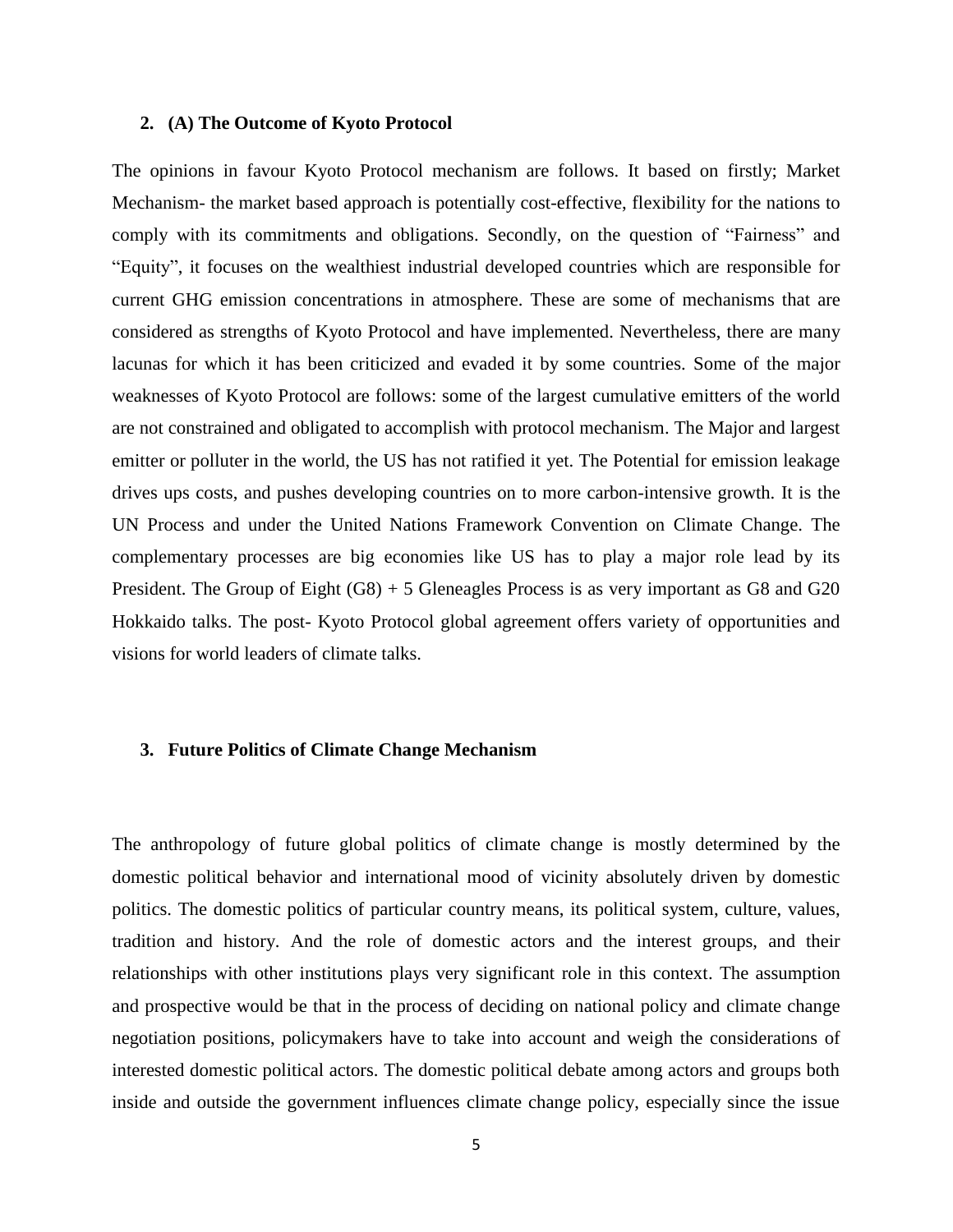## 2. (A) The Outcome of Kyoto Protocol

The opinions in favour Kyoto Protocol mechanism are follows. It based on firstly; Market Mechanism- the market based approach is potentially cost-effective, flexibility for the nations to comply with its commitments and obligations. Secondly, on the question of "Fairness" and "Equity", it focuses on the wealthiest industrial developed countries which are responsible for current GHG emission concentrations in atmosphere. These are some of mechanisms that are considered as strengths of Kyoto Protocol and have implemented. Nevertheless, there are many lacunas for which it has been criticized and evaded it by some countries. Some of the major weaknesses of Kyoto Protocol are follows: some of the largest cumulative emitters of the world are not constrained and obligated to accomplish with protocol mechanism. The Major and largest emitter or polluter in the world, the US has not ratified it yet. The Potential for emission leakage drives ups costs, and pushes developing countries on to more carbon-intensive growth. It is the UN Process and under the United Nations Framework Convention on Climate Change. The complementary processes are big economies like US has to play a major role lead by its President. The Group of Eight (G8) + 5 Gleneagles Process is as very important as G8 and G20 Hokkaido talks. The post- Kyoto Protocol global agreement offers variety of opportunities and visions for world leaders of climate talks.

## 3. Future Politics of Climate Change Mechanism

The anthropology of future global politics of climate change is mostly determined by the domestic political behavior and international mood of vicinity absolutely driven by domestic politics. The domestic politics of particular country means, its political system, culture, values, tradition and history. And the role of domestic actors and the interest groups, and their relationships with other institutions plays very significant role in this context. The assumption and prospective would be that in the process of deciding on national policy and climate change negotiation positions, policymakers have to take into account and weigh the considerations of interested domestic political actors. The domestic political debate among actors and groups both inside and outside the government influences climate change policy, especially since the issue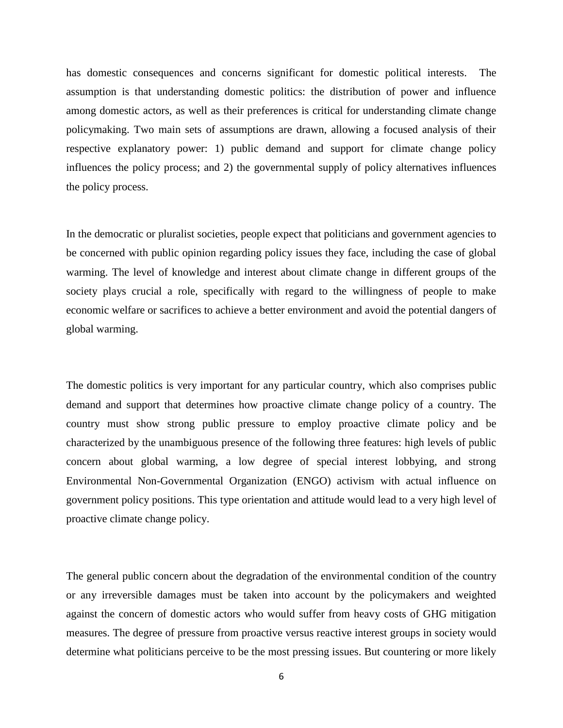has domestic consequences and concerns significant for domestic political interests. The assumption is that understanding domestic politics: the distribution of power and influence among domestic actors, as well as their preferences is critical for understanding climate change policymaking. Two main sets of assumptions are drawn, allowing a focused analysis of their respective explanatory power: 1) public demand and support for climate change policy influences the policy process; and 2) the governmental supply of policy alternatives influences the policy process.

In the democratic or pluralist societies, people expect that politicians and government agencies to be concerned with public opinion regarding policy issues they face, including the case of global warming. The level of knowledge and interest about climate change in different groups of the society plays crucial a role, specifically with regard to the willingness of people to make economic welfare or sacrifices to achieve a better environment and avoid the potential dangers of global warming.

The domestic politics is very important for any particular country, which also comprises public demand and support that determines how proactive climate change policy of a country. The country must show strong public pressure to employ proactive climate policy and be characterized by the unambiguous presence of the following three features: high levels of public concern about global warming, a low degree of special interest lobbying, and strong Environmental Non-Governmental Organization (ENGO) activism with actual influence on government policy positions. This type orientation and attitude would lead to a very high level of proactive climate change policy.

The general public concern about the degradation of the environmental condition of the country or any irreversible damages must be taken into account by the policymakers and weighted against the concern of domestic actors who would suffer from heavy costs of GHG mitigation measures. The degree of pressure from proactive versus reactive interest groups in society would determine what politicians perceive to be the most pressing issues. But countering or more likely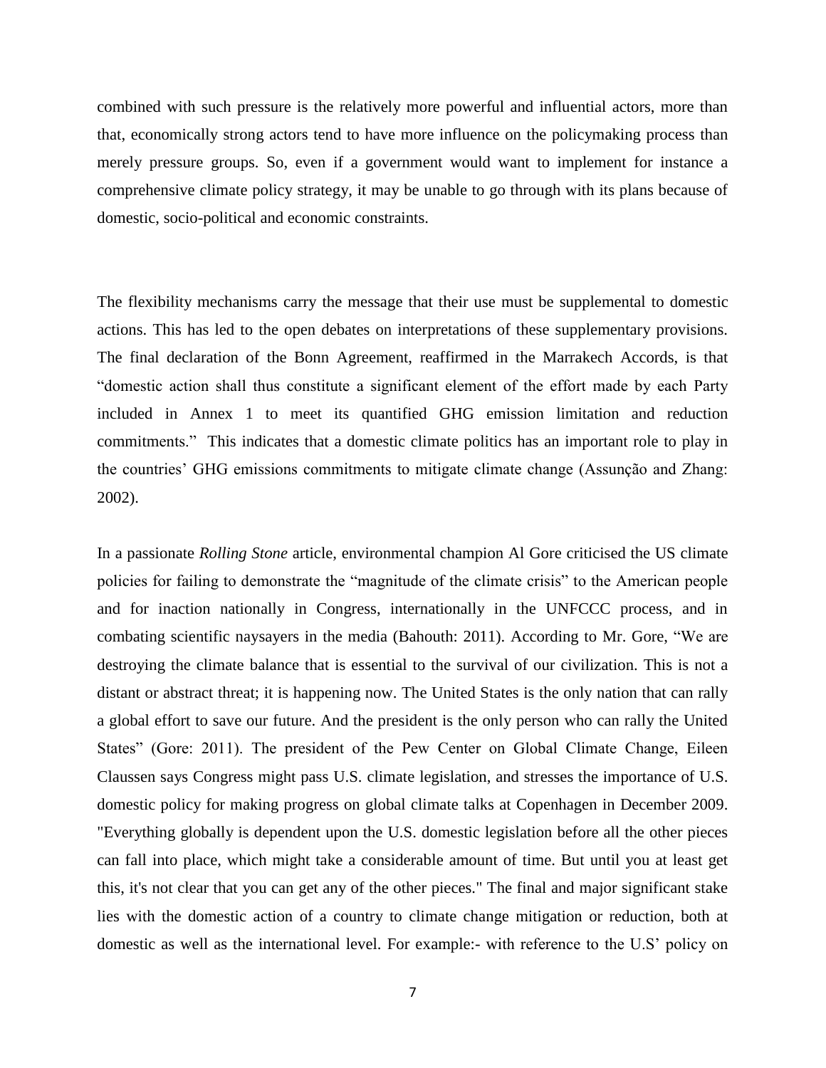combined with such pressure is the relatively more powerful and influential actors, more than that, economically strong actors tend to have more influence on the policymaking process than merely pressure groups. So, even if a government would want to implement for instance a comprehensive climate policy strategy, it may be unable to go through with its plans because of domestic, socio-political and economic constraints.

The flexibility mechanisms carry the message that their use must be supplemental to domestic actions. This has led to the open debates on interpretations of these supplementary provisions. The final declaration of the Bonn Agreement, reaffirmed in the Marrakech Accords, is that "domestic action shall thus constitute a significant element of the effort made by each Party included in Annex 1 to meet its quantified GHG emission limitation and reduction commitments." This indicates that a domestic climate politics has an important role to play in the countries' GHG emissions commitments to mitigate climate change (Assunção and Zhang: 2002).

In a passionate *Rolling Stone* article, environmental champion Al Gore criticised the US climate policies for failing to demonstrate the "magnitude of the climate crisis" to the American people and for inaction nationally in Congress, internationally in the UNFCCC process, and in combating scientific naysayers in the media (Bahouth: 2011). According to Mr. Gore, "We are destroying the climate balance that is essential to the survival of our civilization. This is not a distant or abstract threat; it is happening now. The United States is the only nation that can rally a global effort to save our future. And the president is the only person who can rally the United States" (Gore: 2011). The president of the Pew Center on Global Climate Change, Eileen Claussen says Congress might pass U.S. climate legislation, and stresses the importance of U.S. domestic policy for making progress on global climate talks at Copenhagen in December 2009. "Everything globally is dependent upon the U.S. domestic legislation before all the other pieces can fall into place, which might take a considerable amount of time. But until you at least get this, it's not clear that you can get any of the other pieces." The final and major significant stake lies with the domestic action of a country to climate change mitigation or reduction, both at domestic as well as the international level. For example:- with reference to the U.S' policy on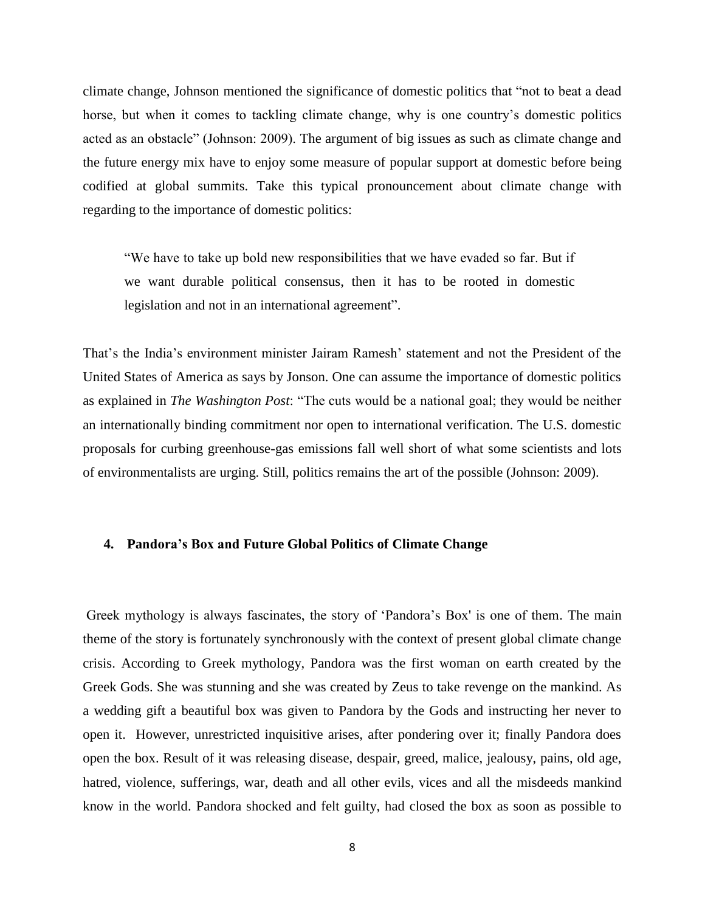climate change, Johnson mentioned the significance of domestic politics that "not to beat a dead horse, but when it comes to tackling climate change, why is one country's domestic politics acted as an obstacle" (Johnson: 2009). The argument of big issues as such as climate change and the future energy mix have to enjoy some measure of popular support at domestic before being codified at global summits. Take this typical pronouncement about climate change with regarding to the importance of domestic politics:

> "We have to take up bold new responsibilities that we have evaded so far. But if we want durable political consensus, then it has to be rooted in domestic legislation and not in an international agreement".

That's the India's environment minister Jairam Ramesh' statement and not the President of the United States of America as says by Jonson. One can assume the importance of domestic politics as explained in *The Washington Post*: "The cuts would be a national goal; they would be neither an internationally binding commitment nor open to international verification. The U.S. domestic proposals for curbing greenhouse-gas emissions fall well short of what some scientists and lots of environmentalists are urging. Still, politics remains the art of the possible (Johnson: 2009).

## 4. Pandora's Box and Future Global Politics of Climate Change

Greek mythology is always fascinates, the story of 'Pandora's Box' is one of them. The main theme of the story is fortunately synchronously with the context of present global climate change crisis. According to Greek mythology, Pandora was the first woman on earth created by the Greek Gods. She was stunning and she was created by Zeus to take revenge on the mankind. As a wedding gift a beautiful box was given to Pandora by the Gods and instructing her never to open it. However, unrestricted inquisitive arises, after pondering over it; finally Pandora does open the box. Result of it was releasing disease, despair, greed, malice, jealousy, pains, old age, hatred, violence, sufferings, war, death and all other evils, vices and all the misdeeds mankind know in the world. Pandora shocked and felt guilty, had closed the box as soon as possible to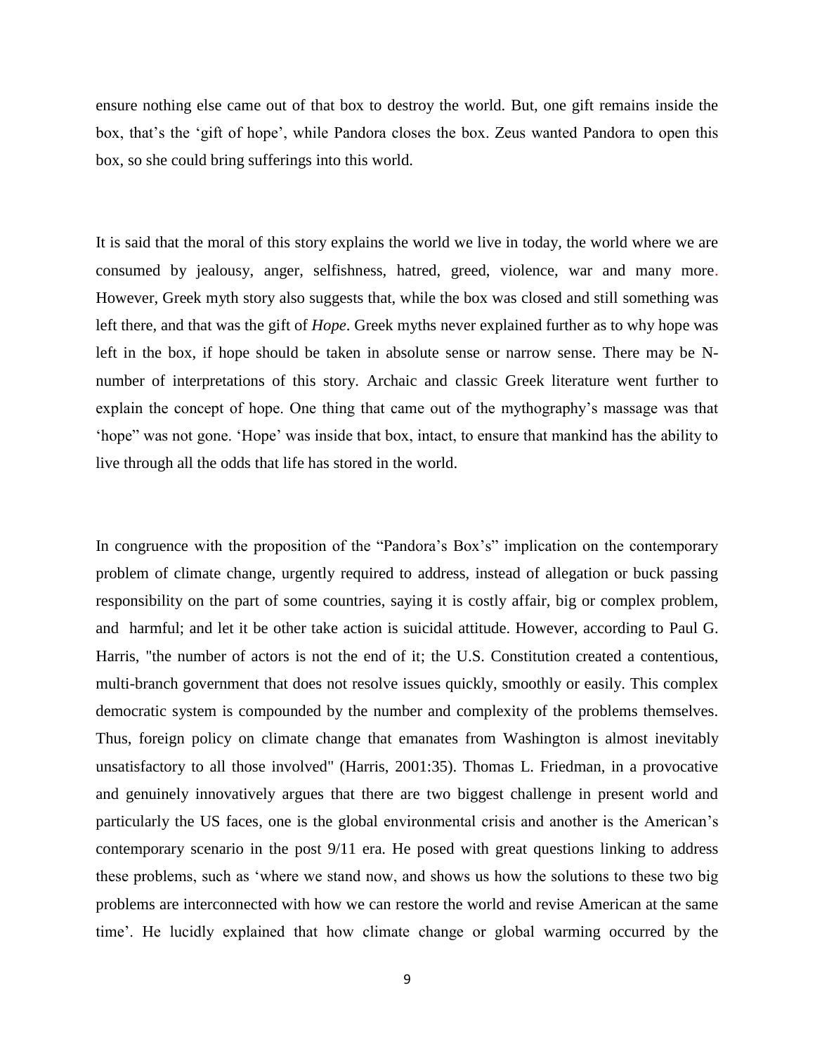ensure nothing else came out of that box to destroy the world. But, one gift remains inside the box, that's the 'gift of hope', while Pandora closes the box. Zeus wanted Pandora to open this box, so she could bring sufferings into this world.

It is said that the moral of this story explains the world we live in today, the world where we are consumed by jealousy, anger, selfishness, hatred, greed, violence, war and many more. However, Greek myth story also suggests that, while the box was closed and still something was left there, and that was the gift of *Hope*. Greek myths never explained further as to why hope was left in the box, if hope should be taken in absolute sense or narrow sense. There may be N-number of interpretations of this story. Archaic and classic Greek literature went further to explain the concept of hope. One thing that came out of the mythography's massage was that 'hope" was not gone. 'Hope' was inside that box, intact, to ensure that mankind has the ability to live through all the odds that life has stored in the world.

In congruence with the proposition of the "Pandora's Box's" implication on the contemporary problem of climate change, urgently required to address, instead of allegation or buck passing responsibility on the part of some countries, saying it is costly affair, big or complex problem, and harmful; and let it be other take action is suicidal attitude. However, according to Paul G. Harris, "the number of actors is not the end of it; the U.S. Constitution created a contentious, multi-branch government that does not resolve issues quickly, smoothly or easily. This complex democratic system is compounded by the number and complexity of the problems themselves. Thus, foreign policy on climate change that emanates from Washington is almost inevitably unsatisfactory to all those involved" (Harris, 2001:35). Thomas L. Friedman, in a provocative and genuinely innovatively argues that there are two biggest challenge in present world and particularly the US faces, one is the global environmental crisis and another is the American's contemporary scenario in the post 9/11 era. He posed with great questions linking to address these problems, such as 'where we stand now, and shows us how the solutions to these two big problems are interconnected with how we can restore the world and revise American at the same time'. He lucidly explained that how climate change or global warming occurred by the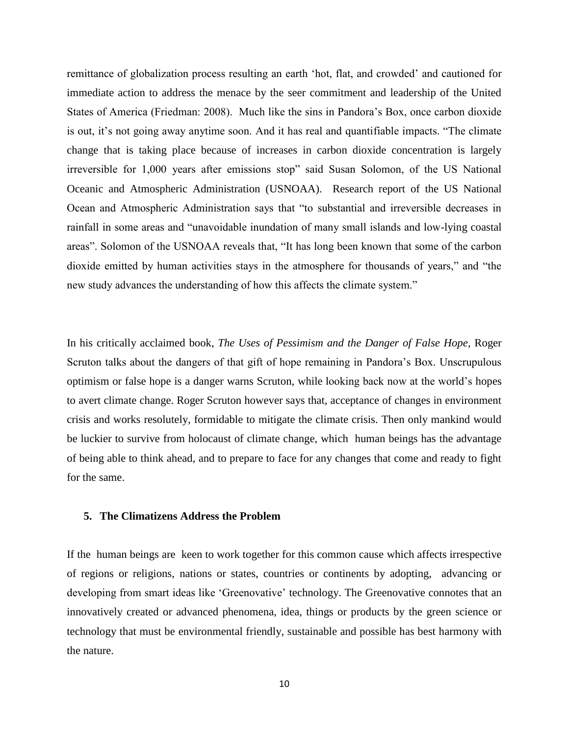remittance of globalization process resulting an earth 'hot, flat, and crowded' and cautioned for immediate action to address the menace by the seer commitment and leadership of the United States of America (Friedman: 2008). Much like the sins in Pandora's Box, once carbon dioxide is out, it's not going away anytime soon. And it has real and quantifiable impacts. "The climate change that is taking place because of increases in carbon dioxide concentration is largely irreversible for 1,000 years after emissions stop" said Susan Solomon, of the US National Oceanic and Atmospheric Administration (USNOAA). Research report of the US National Ocean and Atmospheric Administration says that "to substantial and irreversible decreases in rainfall in some areas and "unavoidable inundation of many small islands and low-lying coastal areas". Solomon of the USNOAA reveals that, "It has long been known that some of the carbon dioxide emitted by human activities stays in the atmosphere for thousands of years," and "the new study advances the understanding of how this affects the climate system."

In his critically acclaimed book, *The Uses of Pessimism and the Danger of False Hope*, Roger Scruton talks about the dangers of that gift of hope remaining in Pandora's Box. Unscrupulous optimism or false hope is a danger warns Scruton, while looking back now at the world's hopes to avert climate change. Roger Scruton however says that, acceptance of changes in environment crisis and works resolutely, formidable to mitigate the climate crisis. Then only mankind would be luckier to survive from holocaust of climate change, which human beings has the advantage of being able to think ahead, and to prepare to face for any changes that come and ready to fight for the same.

## 5. The Climatizens Address the Problem

If the human beings are keen to work together for this common cause which affects irrespective of regions or religions, nations or states, countries or continents by adopting, advancing or developing from smart ideas like 'Greenovative' technology. The Greenovative connotes that an innovatively created or advanced phenomena, idea, things or products by the green science or technology that must be environmental friendly, sustainable and possible has best harmony with the nature.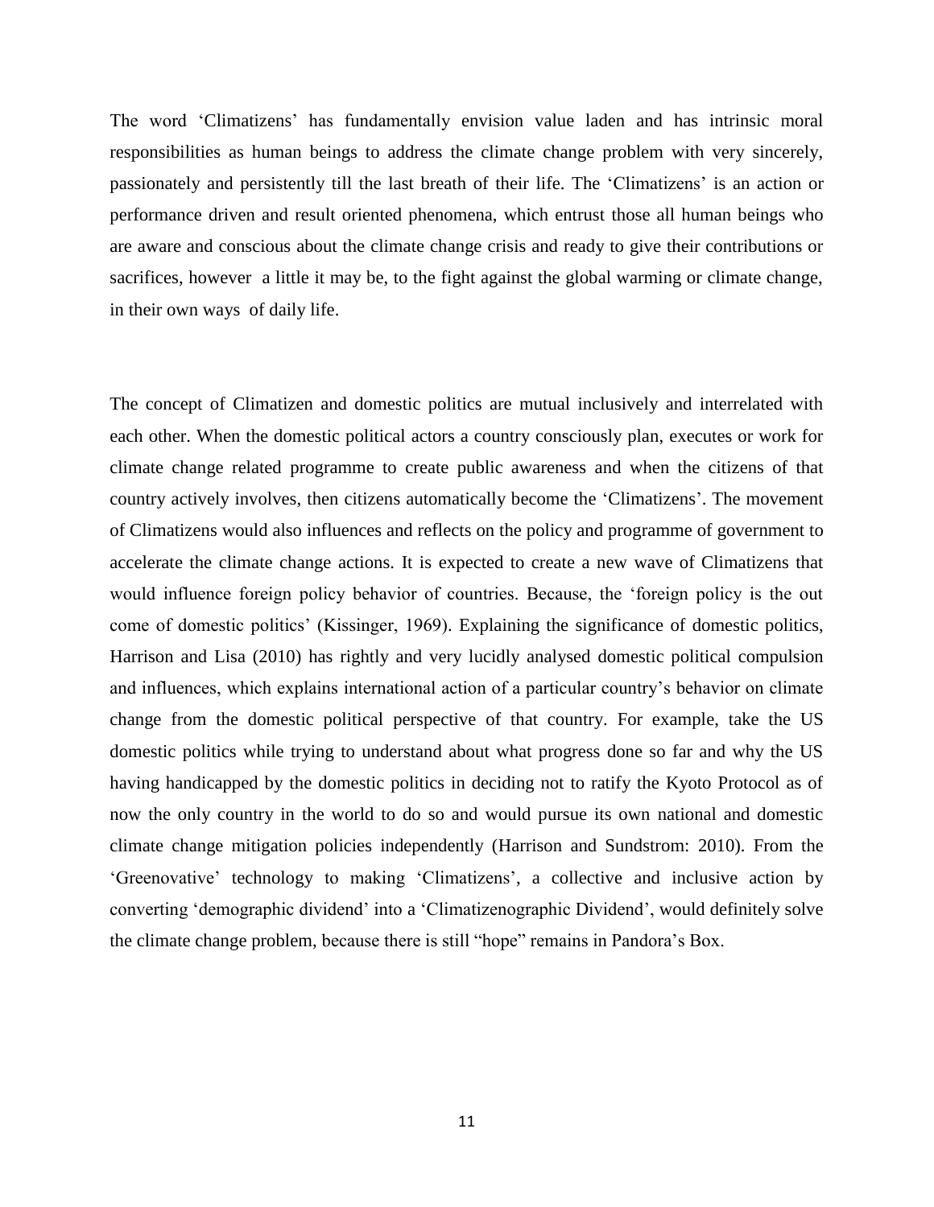The word 'Climatizens' has fundamentally envision value laden and has intrinsic moral responsibilities as human beings to address the climate change problem with very sincerely, passionately and persistently till the last breath of their life. The 'Climatizens' is an action or performance driven and result oriented phenomena, which entrust those all human beings who are aware and conscious about the climate change crisis and ready to give their contributions or sacrifices, however a little it may be, to the fight against the global warming or climate change, in their own ways of daily life.

The concept of Climatizen and domestic politics are mutual inclusively and interrelated with each other. When the domestic political actors a country consciously plan, executes or work for climate change related programme to create public awareness and when the citizens of that country actively involves, then citizens automatically become the 'Climatizens'. The movement of Climatizens would also influences and reflects on the policy and programme of government to accelerate the climate change actions. It is expected to create a new wave of Climatizens that would influence foreign policy behavior of countries. Because, the 'foreign policy is the out come of domestic politics' (Kissinger, 1969). Explaining the significance of domestic politics, Harrison and Lisa (2010) has rightly and very lucidly analysed domestic political compulsion and influences, which explains international action of a particular country's behavior on climate change from the domestic political perspective of that country. For example, take the US domestic politics while trying to understand about what progress done so far and why the US having handicapped by the domestic politics in deciding not to ratify the Kyoto Protocol as of now the only country in the world to do so and would pursue its own national and domestic climate change mitigation policies independently (Harrison and Sundstrom: 2010). From the 'Greenovative' technology to making 'Climatizens', a collective and inclusive action by converting 'demographic dividend' into a 'Climatizenographic Dividend', would definitely solve the climate change problem, because there is still "hope" remains in Pandora's Box.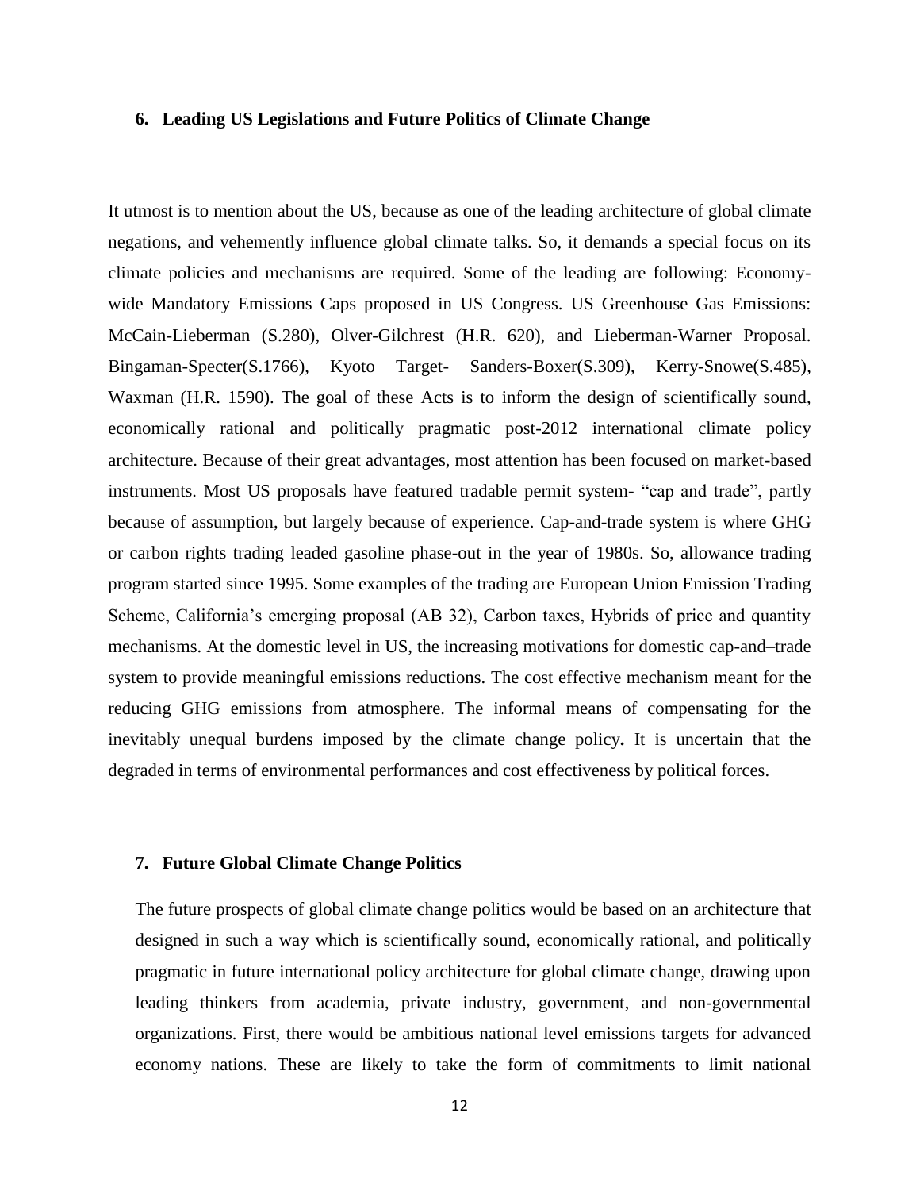### 6. Leading US Legislations and Future Politics of Climate Change

It utmost is to mention about the US, because as one of the leading architecture of global climate negations, and vehemently influence global climate talks. So, it demands a special focus on its climate policies and mechanisms are required. Some of the leading are following: Economy-wide Mandatory Emissions Caps proposed in US Congress. US Greenhouse Gas Emissions: McCain-Lieberman (S.280), Olver-Gilchrest (H.R. 620), and Lieberman-Warner Proposal. Bingaman-Specter(S.1766), Kyoto Target- Sanders-Boxer(S.309), Kerry-Snowe(S.485), Waxman (H.R. 1590). The goal of these Acts is to inform the design of scientifically sound, economically rational and politically pragmatic post-2012 international climate policy architecture. Because of their great advantages, most attention has been focused on market-based instruments. Most US proposals have featured tradable permit system- "cap and trade", partly because of assumption, but largely because of experience. Cap-and-trade system is where GHG or carbon rights trading leaded gasoline phase-out in the year of 1980s. So, allowance trading program started since 1995. Some examples of the trading are European Union Emission Trading Scheme, California's emerging proposal (AB 32), Carbon taxes, Hybrids of price and quantity mechanisms. At the domestic level in US, the increasing motivations for domestic cap-and–trade system to provide meaningful emissions reductions. The cost effective mechanism meant for the reducing GHG emissions from atmosphere. The informal means of compensating for the inevitably unequal burdens imposed by the climate change policy**.** It is uncertain that the degraded in terms of environmental performances and cost effectiveness by political forces.

### 7. Future Global Climate Change Politics

The future prospects of global climate change politics would be based on an architecture that designed in such a way which is scientifically sound, economically rational, and politically pragmatic in future international policy architecture for global climate change, drawing upon leading thinkers from academia, private industry, government, and non-governmental organizations. First, there would be ambitious national level emissions targets for advanced economy nations. These are likely to take the form of commitments to limit national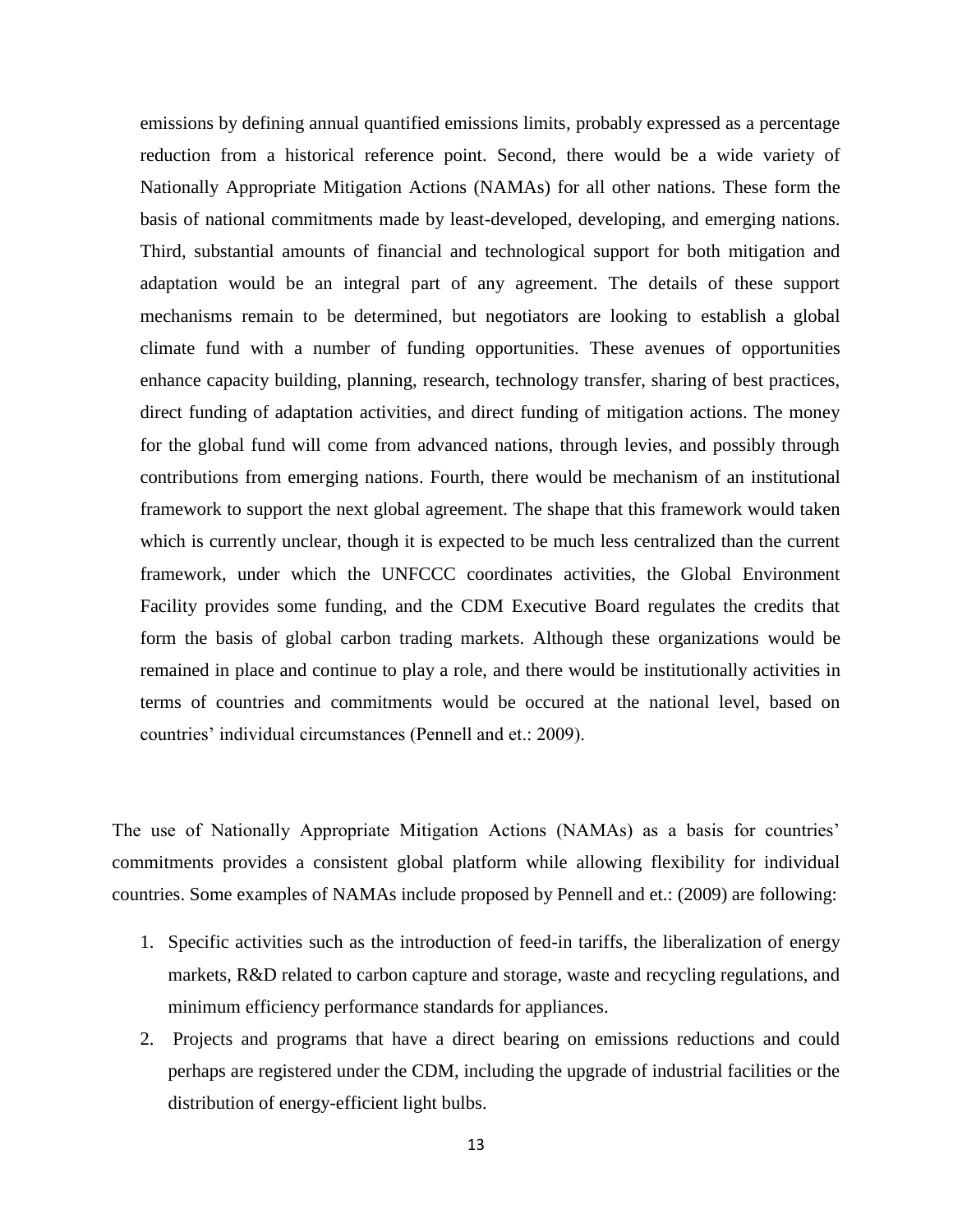emissions by defining annual quantified emissions limits, probably expressed as a percentage reduction from a historical reference point. Second, there would be a wide variety of Nationally Appropriate Mitigation Actions (NAMAs) for all other nations. These form the basis of national commitments made by least-developed, developing, and emerging nations. Third, substantial amounts of financial and technological support for both mitigation and adaptation would be an integral part of any agreement. The details of these support mechanisms remain to be determined, but negotiators are looking to establish a global climate fund with a number of funding opportunities. These avenues of opportunities enhance capacity building, planning, research, technology transfer, sharing of best practices, direct funding of adaptation activities, and direct funding of mitigation actions. The money for the global fund will come from advanced nations, through levies, and possibly through contributions from emerging nations. Fourth, there would be mechanism of an institutional framework to support the next global agreement. The shape that this framework would taken which is currently unclear, though it is expected to be much less centralized than the current framework, under which the UNFCCC coordinates activities, the Global Environment Facility provides some funding, and the CDM Executive Board regulates the credits that form the basis of global carbon trading markets. Although these organizations would be remained in place and continue to play a role, and there would be institutionally activities in terms of countries and commitments would be occured at the national level, based on countries' individual circumstances (Pennell and et.: 2009).

The use of Nationally Appropriate Mitigation Actions (NAMAs) as a basis for countries' commitments provides a consistent global platform while allowing flexibility for individual countries. Some examples of NAMAs include proposed by Pennell and et.: (2009) are following:

1. Specific activities such as the introduction of feed-in tariffs, the liberalization of energy markets, R&D related to carbon capture and storage, waste and recycling regulations, and minimum efficiency performance standards for appliances.
2. Projects and programs that have a direct bearing on emissions reductions and could perhaps are registered under the CDM, including the upgrade of industrial facilities or the distribution of energy-efficient light bulbs.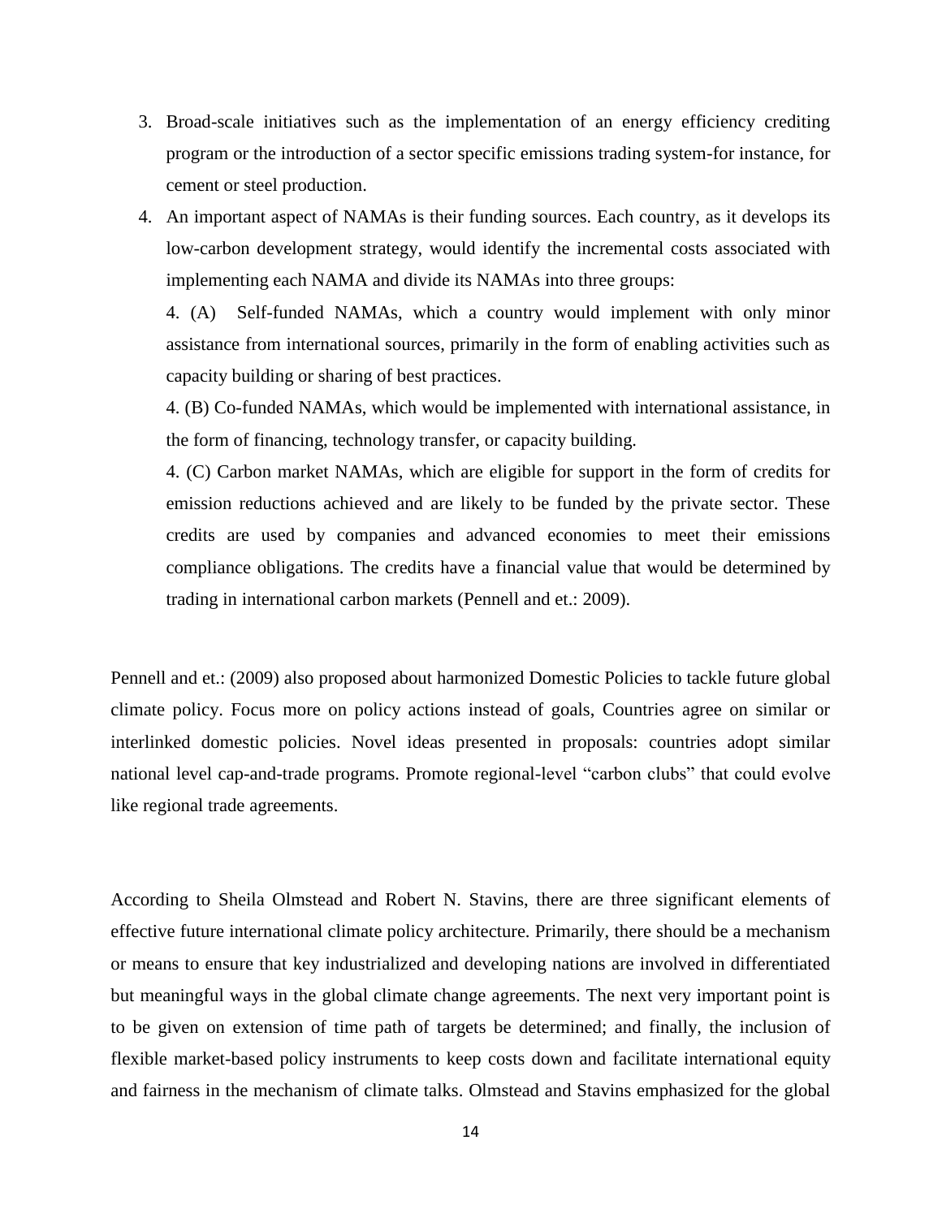3. Broad-scale initiatives such as the implementation of an energy efficiency crediting program or the introduction of a sector specific emissions trading system-for instance, for cement or steel production.
4. An important aspect of NAMAs is their funding sources. Each country, as it develops its low-carbon development strategy, would identify the incremental costs associated with implementing each NAMA and divide its NAMAs into three groups:

   4. (A) Self-funded NAMAs, which a country would implement with only minor assistance from international sources, primarily in the form of enabling activities such as capacity building or sharing of best practices.

   4. (B) Co-funded NAMAs, which would be implemented with international assistance, in the form of financing, technology transfer, or capacity building.

   4. (C) Carbon market NAMAs, which are eligible for support in the form of credits for emission reductions achieved and are likely to be funded by the private sector. These credits are used by companies and advanced economies to meet their emissions compliance obligations. The credits have a financial value that would be determined by trading in international carbon markets (Pennell and et.: 2009).

Pennell and et.: (2009) also proposed about harmonized Domestic Policies to tackle future global climate policy. Focus more on policy actions instead of goals, Countries agree on similar or interlinked domestic policies. Novel ideas presented in proposals: countries adopt similar national level cap-and-trade programs. Promote regional-level "carbon clubs" that could evolve like regional trade agreements.

According to Sheila Olmstead and Robert N. Stavins, there are three significant elements of effective future international climate policy architecture. Primarily, there should be a mechanism or means to ensure that key industrialized and developing nations are involved in differentiated but meaningful ways in the global climate change agreements. The next very important point is to be given on extension of time path of targets be determined; and finally, the inclusion of flexible market-based policy instruments to keep costs down and facilitate international equity and fairness in the mechanism of climate talks. Olmstead and Stavins emphasized for the global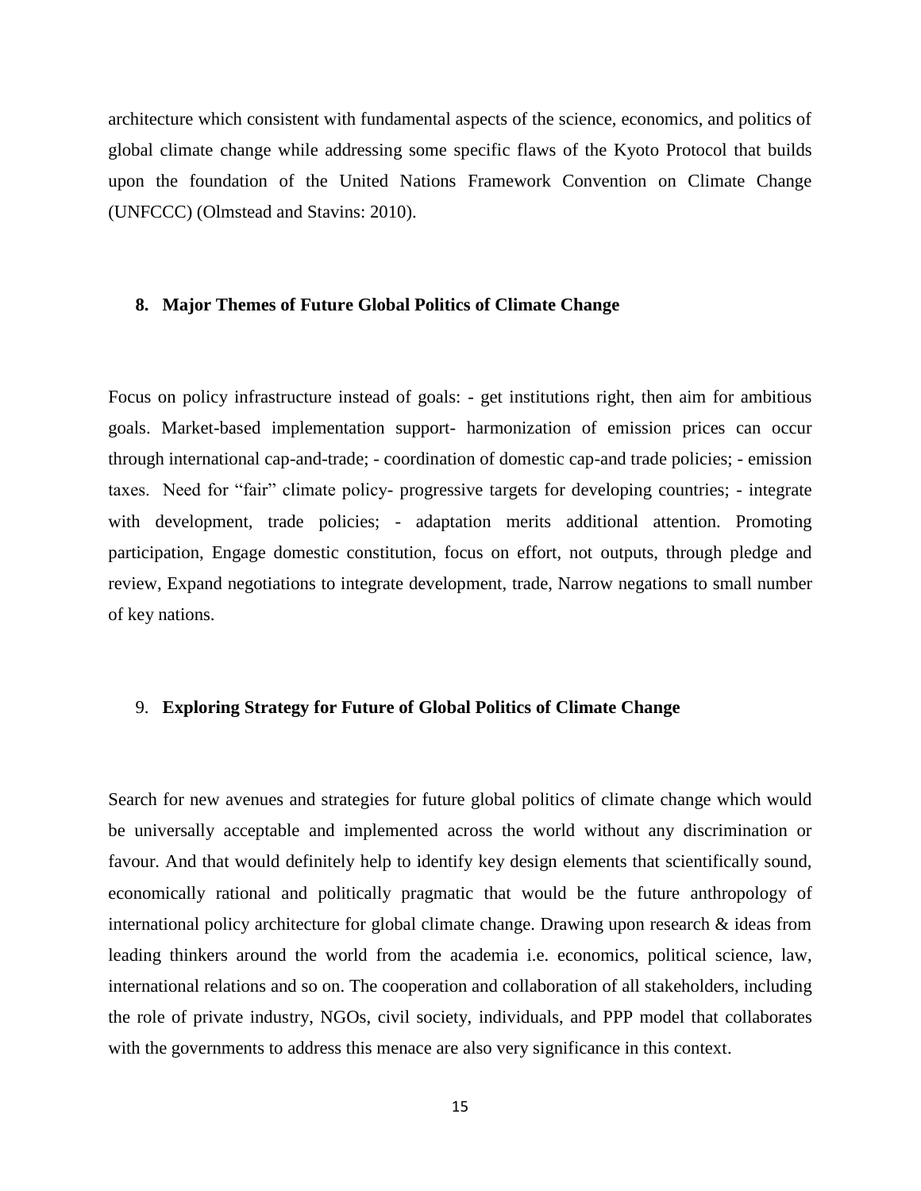architecture which consistent with fundamental aspects of the science, economics, and politics of global climate change while addressing some specific flaws of the Kyoto Protocol that builds upon the foundation of the United Nations Framework Convention on Climate Change (UNFCCC) (Olmstead and Stavins: 2010).

## 8. Major Themes of Future Global Politics of Climate Change

Focus on policy infrastructure instead of goals: - get institutions right, then aim for ambitious goals. Market-based implementation support- harmonization of emission prices can occur through international cap-and-trade; - coordination of domestic cap-and trade policies; - emission taxes. Need for "fair" climate policy- progressive targets for developing countries; - integrate with development, trade policies; - adaptation merits additional attention. Promoting participation, Engage domestic constitution, focus on effort, not outputs, through pledge and review, Expand negotiations to integrate development, trade, Narrow negations to small number of key nations.

## 9. Exploring Strategy for Future of Global Politics of Climate Change

Search for new avenues and strategies for future global politics of climate change which would be universally acceptable and implemented across the world without any discrimination or favour. And that would definitely help to identify key design elements that scientifically sound, economically rational and politically pragmatic that would be the future anthropology of international policy architecture for global climate change. Drawing upon research & ideas from leading thinkers around the world from the academia i.e. economics, political science, law, international relations and so on. The cooperation and collaboration of all stakeholders, including the role of private industry, NGOs, civil society, individuals, and PPP model that collaborates with the governments to address this menace are also very significance in this context.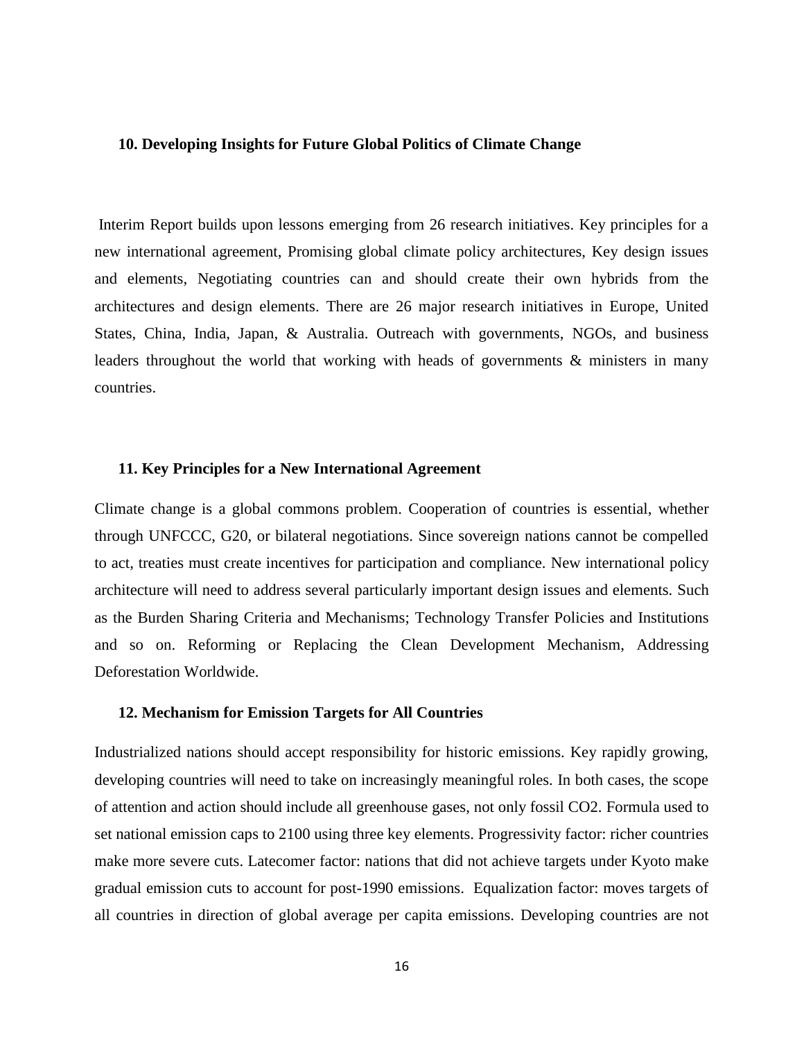### 10. Developing Insights for Future Global Politics of Climate Change

Interim Report builds upon lessons emerging from 26 research initiatives. Key principles for a new international agreement, Promising global climate policy architectures, Key design issues and elements, Negotiating countries can and should create their own hybrids from the architectures and design elements. There are 26 major research initiatives in Europe, United States, China, India, Japan, & Australia. Outreach with governments, NGOs, and business leaders throughout the world that working with heads of governments & ministers in many countries.

### 11. Key Principles for a New International Agreement

Climate change is a global commons problem. Cooperation of countries is essential, whether through UNFCCC, G20, or bilateral negotiations. Since sovereign nations cannot be compelled to act, treaties must create incentives for participation and compliance. New international policy architecture will need to address several particularly important design issues and elements. Such as the Burden Sharing Criteria and Mechanisms; Technology Transfer Policies and Institutions and so on. Reforming or Replacing the Clean Development Mechanism, Addressing Deforestation Worldwide.

### 12. Mechanism for Emission Targets for All Countries

Industrialized nations should accept responsibility for historic emissions. Key rapidly growing, developing countries will need to take on increasingly meaningful roles. In both cases, the scope of attention and action should include all greenhouse gases, not only fossil $CO_2$. Formula used to set national emission caps to 2100 using three key elements. Progressivity factor: richer countries make more severe cuts. Latecomer factor: nations that did not achieve targets under Kyoto make gradual emission cuts to account for post-1990 emissions. Equalization factor: moves targets of all countries in direction of global average per capita emissions. Developing countries are not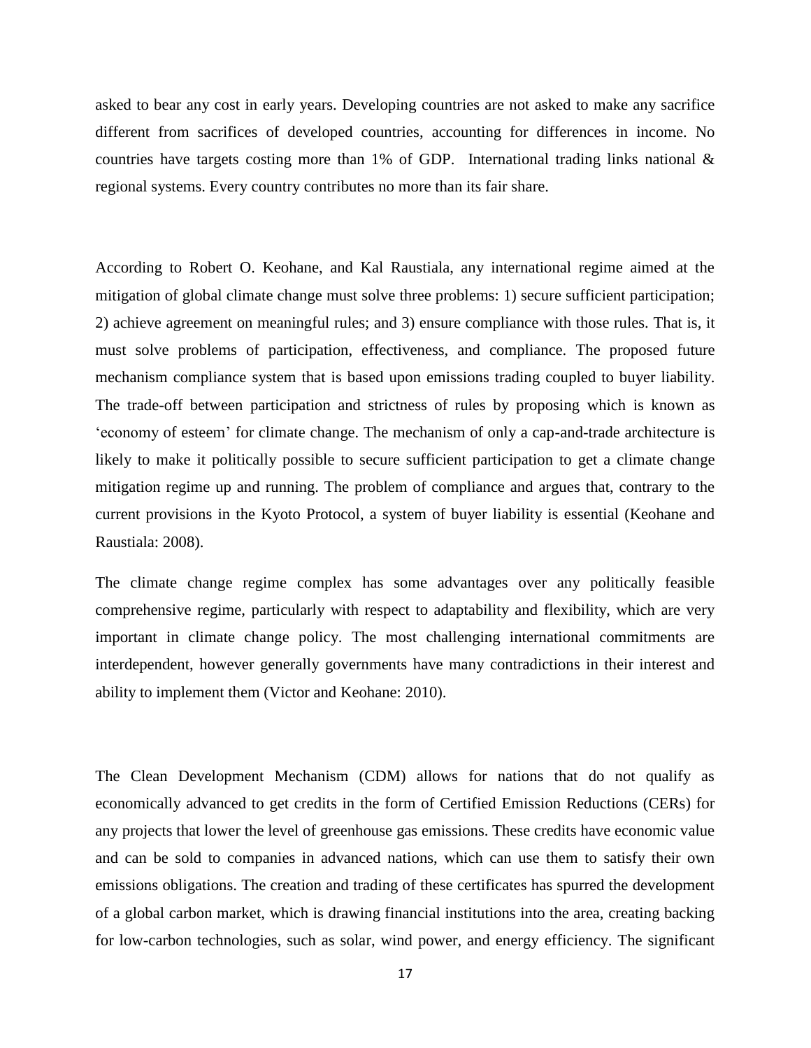asked to bear any cost in early years. Developing countries are not asked to make any sacrifice different from sacrifices of developed countries, accounting for differences in income. No countries have targets costing more than 1% of GDP. International trading links national & regional systems. Every country contributes no more than its fair share.

According to Robert O. Keohane, and Kal Raustiala, any international regime aimed at the mitigation of global climate change must solve three problems: 1) secure sufficient participation; 2) achieve agreement on meaningful rules; and 3) ensure compliance with those rules. That is, it must solve problems of participation, effectiveness, and compliance. The proposed future mechanism compliance system that is based upon emissions trading coupled to buyer liability. The trade-off between participation and strictness of rules by proposing which is known as 'economy of esteem' for climate change. The mechanism of only a cap-and-trade architecture is likely to make it politically possible to secure sufficient participation to get a climate change mitigation regime up and running. The problem of compliance and argues that, contrary to the current provisions in the Kyoto Protocol, a system of buyer liability is essential (Keohane and Raustiala: 2008).

The climate change regime complex has some advantages over any politically feasible comprehensive regime, particularly with respect to adaptability and flexibility, which are very important in climate change policy. The most challenging international commitments are interdependent, however generally governments have many contradictions in their interest and ability to implement them (Victor and Keohane: 2010).

The Clean Development Mechanism (CDM) allows for nations that do not qualify as economically advanced to get credits in the form of Certified Emission Reductions (CERs) for any projects that lower the level of greenhouse gas emissions. These credits have economic value and can be sold to companies in advanced nations, which can use them to satisfy their own emissions obligations. The creation and trading of these certificates has spurred the development of a global carbon market, which is drawing financial institutions into the area, creating backing for low-carbon technologies, such as solar, wind power, and energy efficiency. The significant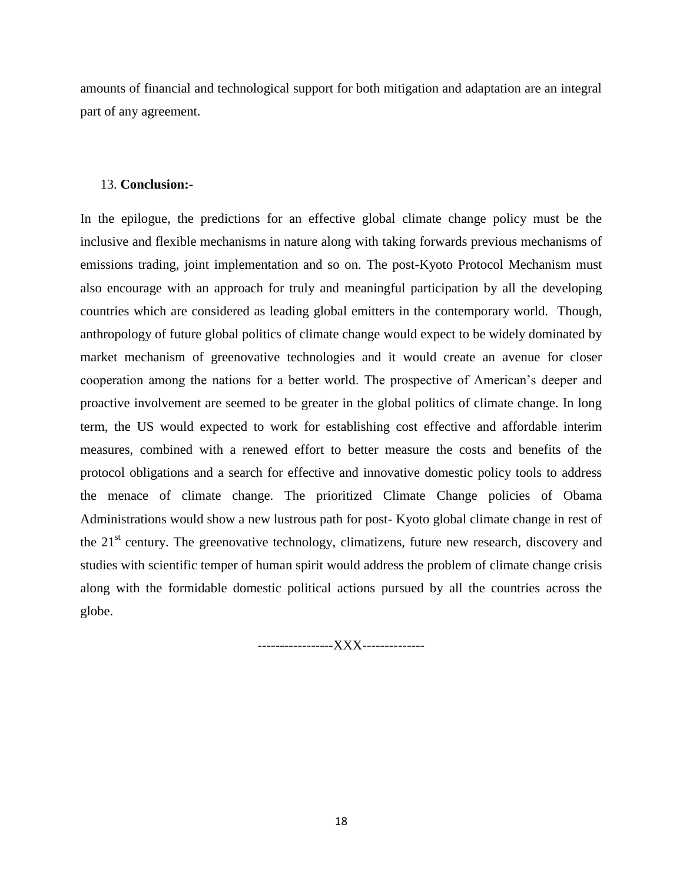amounts of financial and technological support for both mitigation and adaptation are an integral part of any agreement.

13. **Conclusion:-**

In the epilogue, the predictions for an effective global climate change policy must be the inclusive and flexible mechanisms in nature along with taking forwards previous mechanisms of emissions trading, joint implementation and so on. The post-Kyoto Protocol Mechanism must also encourage with an approach for truly and meaningful participation by all the developing countries which are considered as leading global emitters in the contemporary world. Though, anthropology of future global politics of climate change would expect to be widely dominated by market mechanism of greenovative technologies and it would create an avenue for closer cooperation among the nations for a better world. The prospective of American's deeper and proactive involvement are seemed to be greater in the global politics of climate change. In long term, the US would expected to work for establishing cost effective and affordable interim measures, combined with a renewed effort to better measure the costs and benefits of the protocol obligations and a search for effective and innovative domestic policy tools to address the menace of climate change. The prioritized Climate Change policies of Obama Administrations would show a new lustrous path for post- Kyoto global climate change in rest of the 21st century. The greenovative technology, climatizens, future new research, discovery and studies with scientific temper of human spirit would address the problem of climate change crisis along with the formidable domestic political actions pursued by all the countries across the globe.

-----------------XXX-------------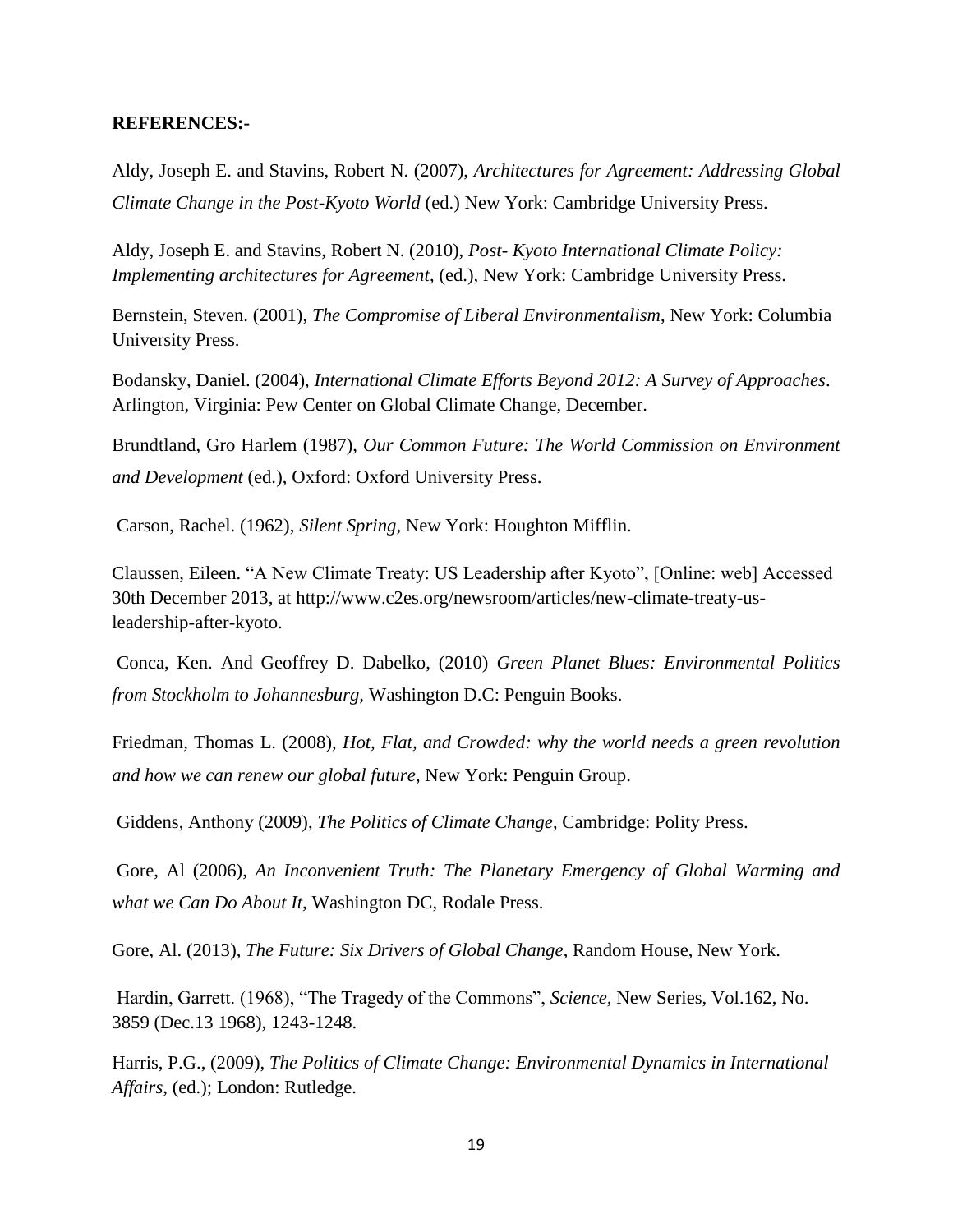**REFERENCES:-**

Aldy, Joseph E. and Stavins, Robert N. (2007), *Architectures for Agreement: Addressing Global Climate Change in the Post-Kyoto World* (ed.) New York: Cambridge University Press.

Aldy, Joseph E. and Stavins, Robert N. (2010), *Post- Kyoto International Climate Policy: Implementing architectures for Agreement*, (ed.), New York: Cambridge University Press.

Bernstein, Steven. (2001), *The Compromise of Liberal Environmentalism*, New York: Columbia University Press.

Bodansky, Daniel. (2004), *International Climate Efforts Beyond 2012: A Survey of Approaches*. Arlington, Virginia: Pew Center on Global Climate Change, December.

Brundtland, Gro Harlem (1987), *Our Common Future: The World Commission on Environment and Development* (ed.), Oxford: Oxford University Press.

Carson, Rachel. (1962), *Silent Spring*, New York: Houghton Mifflin.

Claussen, Eileen. "A New Climate Treaty: US Leadership after Kyoto", [Online: web] Accessed 30th December 2013, at http://www.c2es.org/newsroom/articles/new-climate-treaty-us-leadership-after-kyoto.

Conca, Ken. And Geoffrey D. Dabelko, (2010) *Green Planet Blues: Environmental Politics from Stockholm to Johannesburg,* Washington D.C: Penguin Books.

Friedman, Thomas L. (2008), *Hot, Flat, and Crowded: why the world needs a green revolution and how we can renew our global future*, New York: Penguin Group.

Giddens, Anthony (2009), *The Politics of Climate Change*, Cambridge: Polity Press.

Gore, Al (2006), *An Inconvenient Truth: The Planetary Emergency of Global Warming and what we Can Do About It,* Washington DC, Rodale Press.

Gore, Al. (2013), *The Future: Six Drivers of Global Change*, Random House, New York.

Hardin, Garrett. (1968), "The Tragedy of the Commons", *Science,* New Series, Vol.162, No. 3859 (Dec.13 1968), 1243-1248.

Harris, P.G., (2009), *The Politics of Climate Change: Environmental Dynamics in International Affairs*, (ed.); London: Rutledge.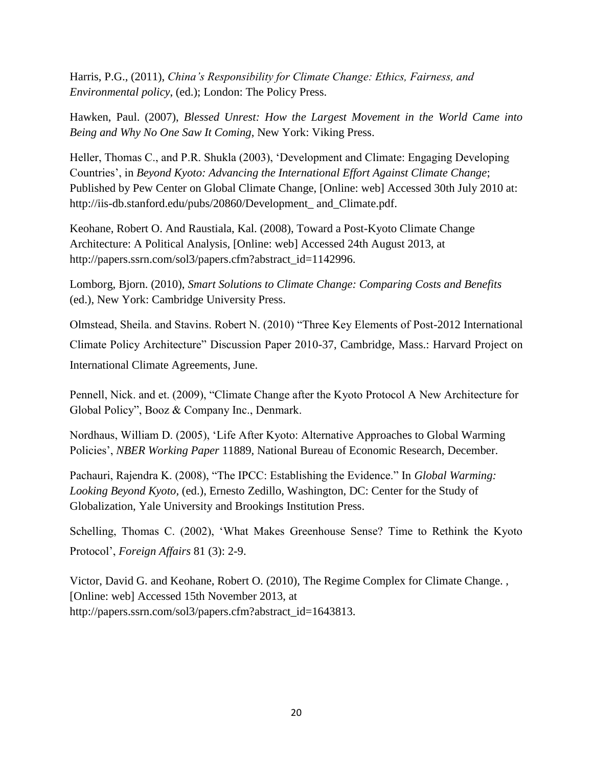Harris, P.G., (2011), *China's Responsibility for Climate Change: Ethics, Fairness, and Environmental policy*, (ed.); London: The Policy Press.

Hawken, Paul. (2007), *Blessed Unrest: How the Largest Movement in the World Came into Being and Why No One Saw It Coming*, New York: Viking Press.

Heller, Thomas C., and P.R. Shukla (2003), 'Development and Climate: Engaging Developing Countries', in *Beyond Kyoto: Advancing the International Effort Against Climate Change*; Published by Pew Center on Global Climate Change, [Online: web] Accessed 30th July 2010 at: http://iis-db.stanford.edu/pubs/20860/Development_ and_Climate.pdf.

Keohane, Robert O. And Raustiala, Kal. (2008), Toward a Post-Kyoto Climate Change Architecture: A Political Analysis, [Online: web] Accessed 24th August 2013, at http://papers.ssrn.com/sol3/papers.cfm?abstract_id=1142996.

Lomborg, Bjorn. (2010), *Smart Solutions to Climate Change: Comparing Costs and Benefits* (ed.), New York: Cambridge University Press.

Olmstead, Sheila. and Stavins. Robert N. (2010) "Three Key Elements of Post-2012 International Climate Policy Architecture" Discussion Paper 2010-37, Cambridge, Mass.: Harvard Project on International Climate Agreements, June.

Pennell, Nick. and et. (2009), "Climate Change after the Kyoto Protocol A New Architecture for Global Policy", Booz & Company Inc., Denmark.

Nordhaus, William D. (2005), 'Life After Kyoto: Alternative Approaches to Global Warming Policies', *NBER Working Paper* 11889, National Bureau of Economic Research, December.

Pachauri, Rajendra K. (2008), "The IPCC: Establishing the Evidence." In *Global Warming: Looking Beyond Kyoto*, (ed.), Ernesto Zedillo, Washington, DC: Center for the Study of Globalization, Yale University and Brookings Institution Press.

Schelling, Thomas C. (2002), 'What Makes Greenhouse Sense? Time to Rethink the Kyoto Protocol', *Foreign Affairs* 81 (3): 2-9.

Victor, David G. and Keohane, Robert O. (2010), The Regime Complex for Climate Change. , [Online: web] Accessed 15th November 2013, at http://papers.ssrn.com/sol3/papers.cfm?abstract_id=1643813.